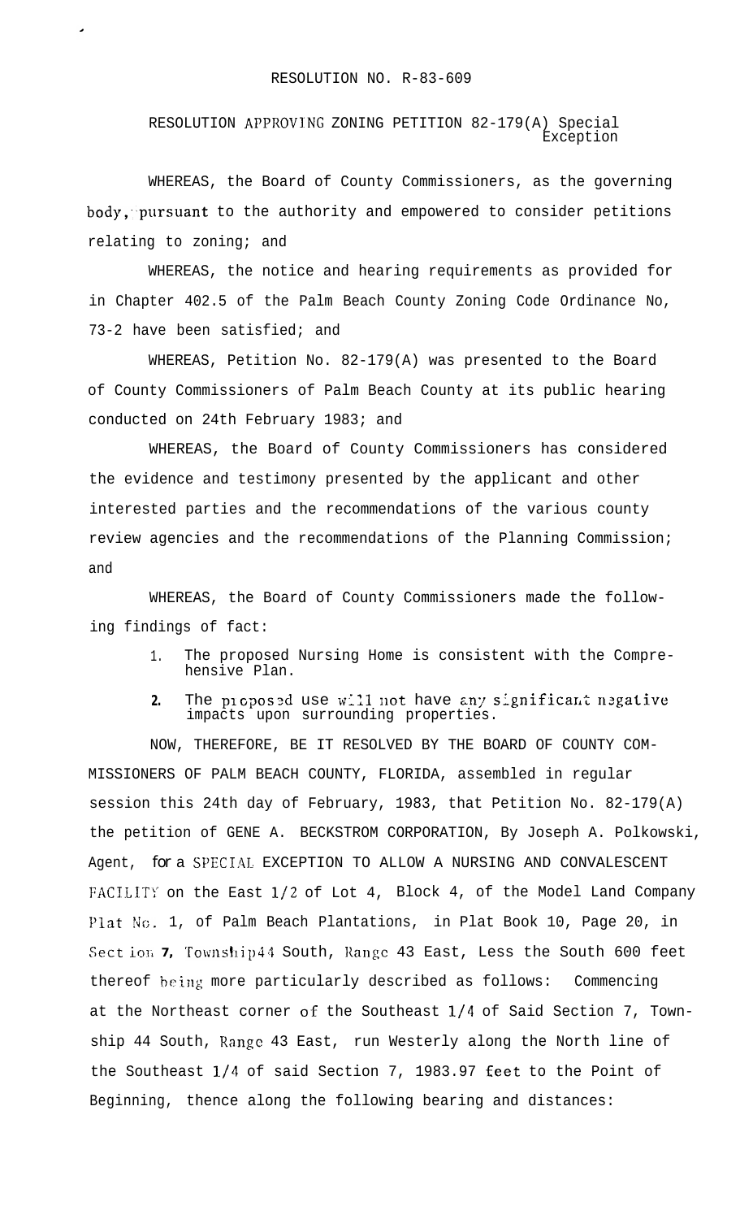RESOLUTION NO. R-83-609

RESOLUTION APPROVING ZONING PETITION 82-179(A) Special Exception

WHEREAS, the Board of County Commissioners, as the governing body, pursuant to the authority and empowered to consider petitions relating to zoning; and

WHEREAS, the notice and hearing requirements as provided for in Chapter 402.5 of the Palm Beach County Zoning Code Ordinance No, 73-2 have been satisfied; and

WHEREAS, Petition No. 82-179(A) was presented to the Board of County Commissioners of Palm Beach County at its public hearing conducted on 24th February 1983; and

WHEREAS, the Board of County Commissioners has considered the evidence and testimony presented by the applicant and other interested parties and the recommendations of the various county review agencies and the recommendations of the Planning Commission; and

WHEREAS, the Board of County Commissioners made the following findings of fact:

1. The proposed Nursing Home is consistent with the Comprehensive Plan.
2. The proposed use will not have any significant negative impacts upon surrounding properties.

NOW, THEREFORE, BE IT RESOLVED BY THE BOARD OF COUNTY COMMISSIONERS OF PALM BEACH COUNTY, FLORIDA, assembled in regular session this 24th day of February, 1983, that Petition No. 82-179(A) the petition of GENE A. BECKSTROM CORPORATION, By Joseph A. Polkowski, Agent, for a SPECIAL EXCEPTION TO ALLOW A NURSING AND CONVALESCENT FACILITY on the East 1/2 of Lot 4, Block 4, of the Model Land Company Plat No. 1, of Palm Beach Plantations, in Plat Book 10, Page 20, in Section 7, Township 44 South, Range 43 East, Less the South 600 feet thereof being more particularly described as follows: Commencing at the Northeast corner of the Southeast 1/4 of Said Section 7, Township 44 South, Range 43 East, run Westerly along the North line of the Southeast 1/4 of said Section 7, 1983.97 feet to the Point of Beginning, thence along the following bearing and distances: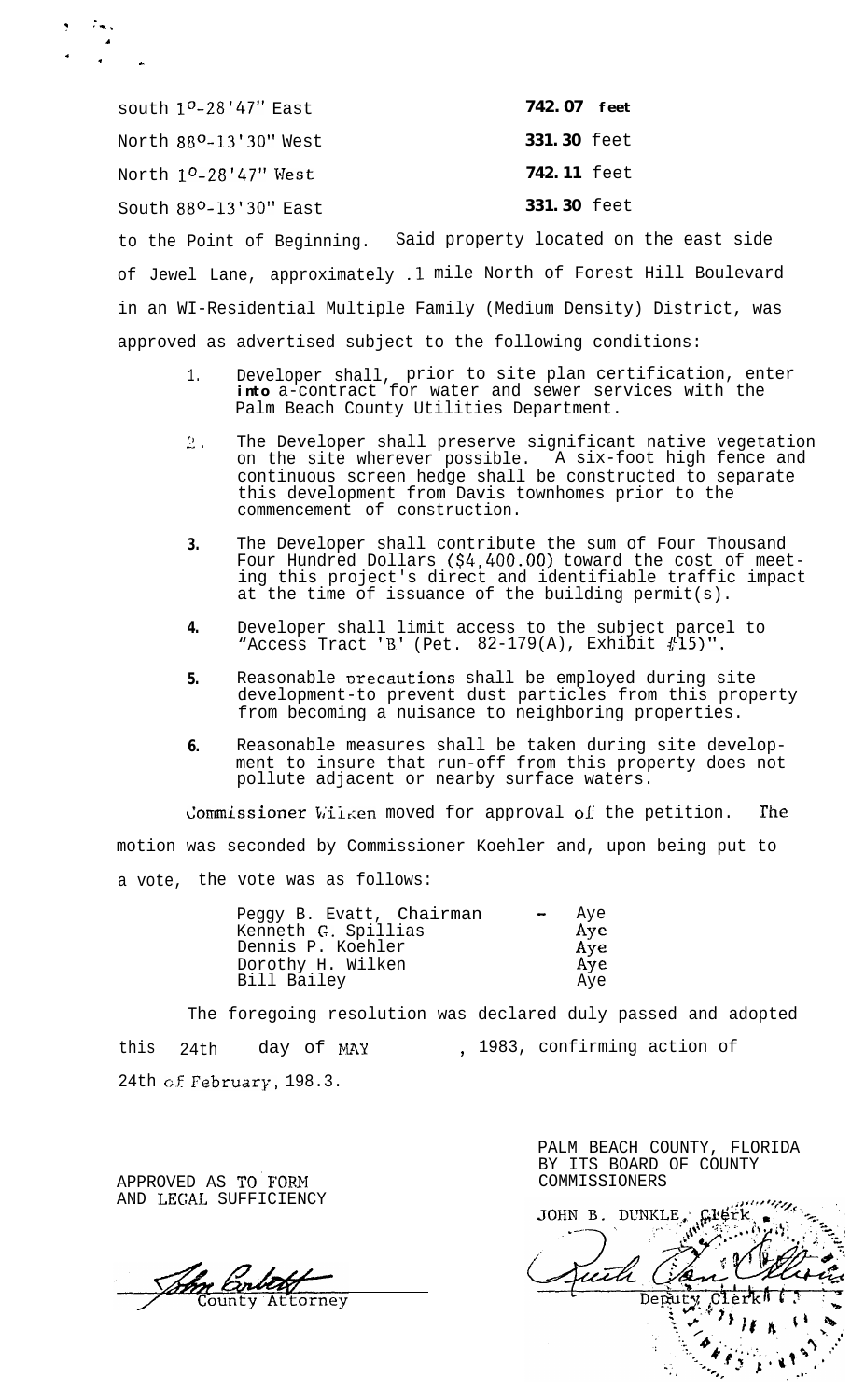| | |
|---|---|
| south 1°-28'47" East | **742.07 feet** |
| North 88°-13'30" West | **331.30** feet |
| North 1°-28'47" West | **742.11** feet |
| South 88°-13'30" East | **331.30** feet |

to the Point of Beginning. Said property located on the east side of Jewel Lane, approximately .1 mile North of Forest Hill Boulevard in an WI-Residential Multiple Family (Medium Density) District, was approved as advertised subject to the following conditions:

1. Developer shall, prior to site plan certification, enter **into** a-contract for water and sewer services with the Palm Beach County Utilities Department.

2. The Developer shall preserve significant native vegetation on the site wherever possible. A six-foot high fence and continuous screen hedge shall be constructed to separate this development from Davis townhomes prior to the commencement of construction.

3. The Developer shall contribute the sum of Four Thousand Four Hundred Dollars ($4,400.00) toward the cost of meeting this project's direct and identifiable traffic impact at the time of issuance of the building permit(s).

4. Developer shall limit access to the subject parcel to "Access Tract 'B' (Pet. 82-179(A), Exhibit #15)".

5. Reasonable precautions shall be employed during site development-to prevent dust particles from this property from becoming a nuisance to neighboring properties.

6. Reasonable measures shall be taken during site development to insure that run-off from this property does not pollute adjacent or nearby surface waters.

Commissioner Wilken moved for approval of the petition. The motion was seconded by Commissioner Koehler and, upon being put to a vote, the vote was as follows:

| | | |
|---|---|---|
| Peggy B. Evatt, Chairman | - | Aye |
| Kenneth G. Spillias | | Aye |
| Dennis P. Koehler | | Aye |
| Dorothy H. Wilken | | Aye |
| Bill Bailey | | Aye |

The foregoing resolution was declared duly passed and adopted this 24th day of MAY, 1983, confirming action of 24th of February, 198.3.

APPROVED AS TO FORM
AND LEGAL SUFFICIENCY

John Corbett
County Attorney

PALM BEACH COUNTY, FLORIDA
BY ITS BOARD OF COUNTY
COMMISSIONERS

JOHN B. DUNKLE, Clerk

Deputy Clerk